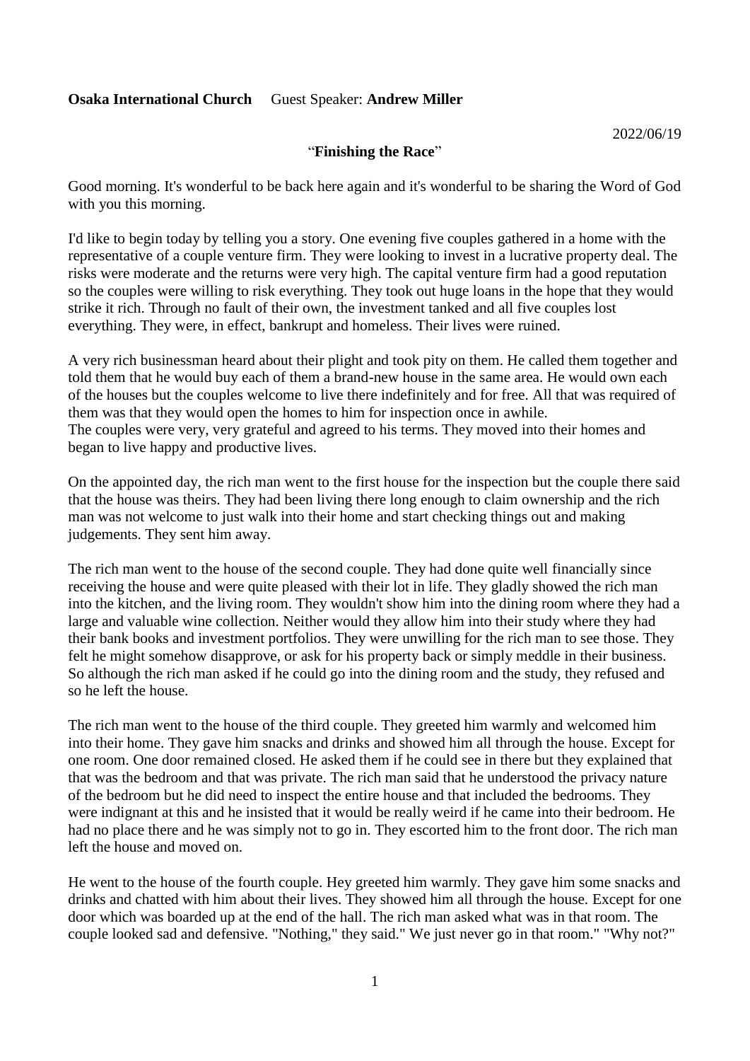**Osaka International Church**     Guest Speaker: **Andrew Miller**

2022/06/19

# "**Finishing the Race**"

Good morning. It's wonderful to be back here again and it's wonderful to be sharing the Word of God with you this morning.

I'd like to begin today by telling you a story. One evening five couples gathered in a home with the representative of a couple venture firm. They were looking to invest in a lucrative property deal. The risks were moderate and the returns were very high. The capital venture firm had a good reputation so the couples were willing to risk everything. They took out huge loans in the hope that they would strike it rich. Through no fault of their own, the investment tanked and all five couples lost everything. They were, in effect, bankrupt and homeless. Their lives were ruined.

A very rich businessman heard about their plight and took pity on them. He called them together and told them that he would buy each of them a brand-new house in the same area. He would own each of the houses but the couples welcome to live there indefinitely and for free. All that was required of them was that they would open the homes to him for inspection once in awhile.
The couples were very, very grateful and agreed to his terms. They moved into their homes and began to live happy and productive lives.

On the appointed day, the rich man went to the first house for the inspection but the couple there said that the house was theirs. They had been living there long enough to claim ownership and the rich man was not welcome to just walk into their home and start checking things out and making judgements. They sent him away.

The rich man went to the house of the second couple. They had done quite well financially since receiving the house and were quite pleased with their lot in life. They gladly showed the rich man into the kitchen, and the living room. They wouldn't show him into the dining room where they had a large and valuable wine collection. Neither would they allow him into their study where they had their bank books and investment portfolios. They were unwilling for the rich man to see those. They felt he might somehow disapprove, or ask for his property back or simply meddle in their business. So although the rich man asked if he could go into the dining room and the study, they refused and so he left the house.

The rich man went to the house of the third couple. They greeted him warmly and welcomed him into their home. They gave him snacks and drinks and showed him all through the house. Except for one room. One door remained closed. He asked them if he could see in there but they explained that that was the bedroom and that was private. The rich man said that he understood the privacy nature of the bedroom but he did need to inspect the entire house and that included the bedrooms. They were indignant at this and he insisted that it would be really weird if he came into their bedroom. He had no place there and he was simply not to go in. They escorted him to the front door. The rich man left the house and moved on.

He went to the house of the fourth couple. Hey greeted him warmly. They gave him some snacks and drinks and chatted with him about their lives. They showed him all through the house. Except for one door which was boarded up at the end of the hall. The rich man asked what was in that room. The couple looked sad and defensive. "Nothing," they said." We just never go in that room." "Why not?"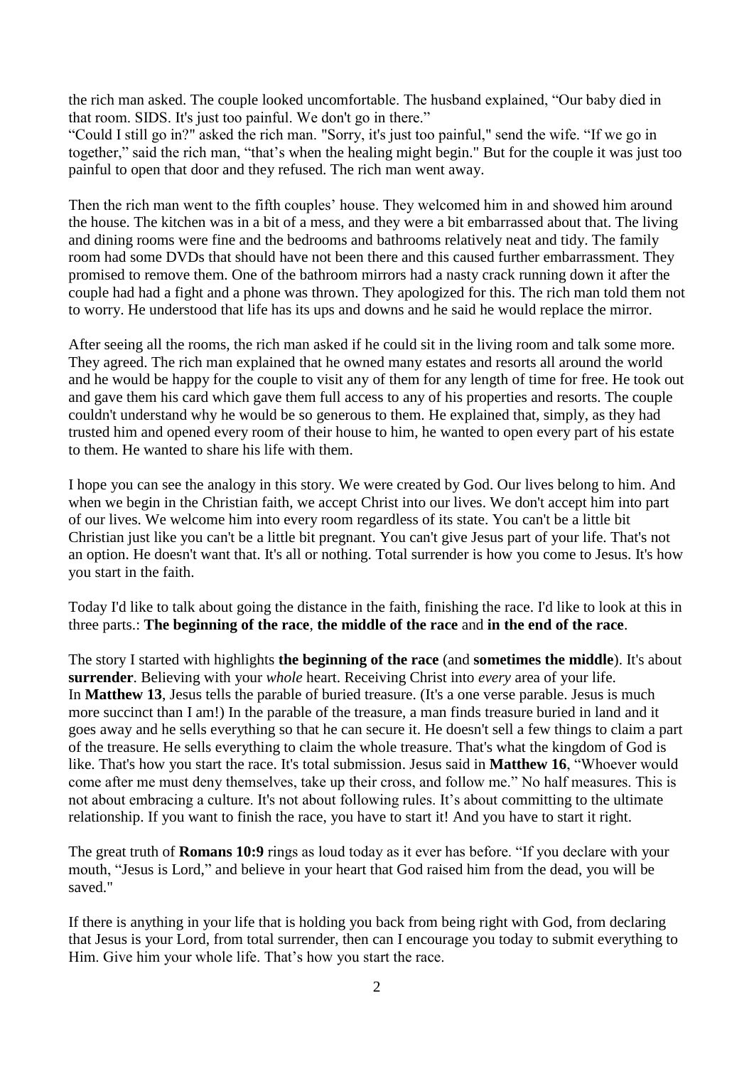the rich man asked. The couple looked uncomfortable. The husband explained, “Our baby died in that room. SIDS. It's just too painful. We don't go in there.”
“Could I still go in?" asked the rich man. "Sorry, it's just too painful," send the wife. “If we go in together,” said the rich man, “that’s when the healing might begin." But for the couple it was just too painful to open that door and they refused. The rich man went away.

Then the rich man went to the fifth couples’ house. They welcomed him in and showed him around the house. The kitchen was in a bit of a mess, and they were a bit embarrassed about that. The living and dining rooms were fine and the bedrooms and bathrooms relatively neat and tidy. The family room had some DVDs that should have not been there and this caused further embarrassment. They promised to remove them. One of the bathroom mirrors had a nasty crack running down it after the couple had had a fight and a phone was thrown. They apologized for this. The rich man told them not to worry. He understood that life has its ups and downs and he said he would replace the mirror.

After seeing all the rooms, the rich man asked if he could sit in the living room and talk some more. They agreed. The rich man explained that he owned many estates and resorts all around the world and he would be happy for the couple to visit any of them for any length of time for free. He took out and gave them his card which gave them full access to any of his properties and resorts. The couple couldn't understand why he would be so generous to them. He explained that, simply, as they had trusted him and opened every room of their house to him, he wanted to open every part of his estate to them. He wanted to share his life with them.

I hope you can see the analogy in this story. We were created by God. Our lives belong to him. And when we begin in the Christian faith, we accept Christ into our lives. We don't accept him into part of our lives. We welcome him into every room regardless of its state. You can't be a little bit Christian just like you can't be a little bit pregnant. You can't give Jesus part of your life. That's not an option. He doesn't want that. It's all or nothing. Total surrender is how you come to Jesus. It's how you start in the faith.

Today I'd like to talk about going the distance in the faith, finishing the race. I'd like to look at this in three parts.: **The beginning of the race**, **the middle of the race** and **in the end of the race**.

The story I started with highlights **the beginning of the race** (and **sometimes the middle**). It's about **surrender**. Believing with your *whole* heart. Receiving Christ into *every* area of your life.
In **Matthew 13**, Jesus tells the parable of buried treasure. (It's a one verse parable. Jesus is much more succinct than I am!) In the parable of the treasure, a man finds treasure buried in land and it goes away and he sells everything so that he can secure it. He doesn't sell a few things to claim a part of the treasure. He sells everything to claim the whole treasure. That's what the kingdom of God is like. That's how you start the race. It's total submission. Jesus said in **Matthew 16**, “Whoever would come after me must deny themselves, take up their cross, and follow me.” No half measures. This is not about embracing a culture. It's not about following rules. It’s about committing to the ultimate relationship. If you want to finish the race, you have to start it! And you have to start it right.

The great truth of **Romans 10:9** rings as loud today as it ever has before. “If you declare with your mouth, “Jesus is Lord,” and believe in your heart that God raised him from the dead, you will be saved."

If there is anything in your life that is holding you back from being right with God, from declaring that Jesus is your Lord, from total surrender, then can I encourage you today to submit everything to Him. Give him your whole life. That’s how you start the race.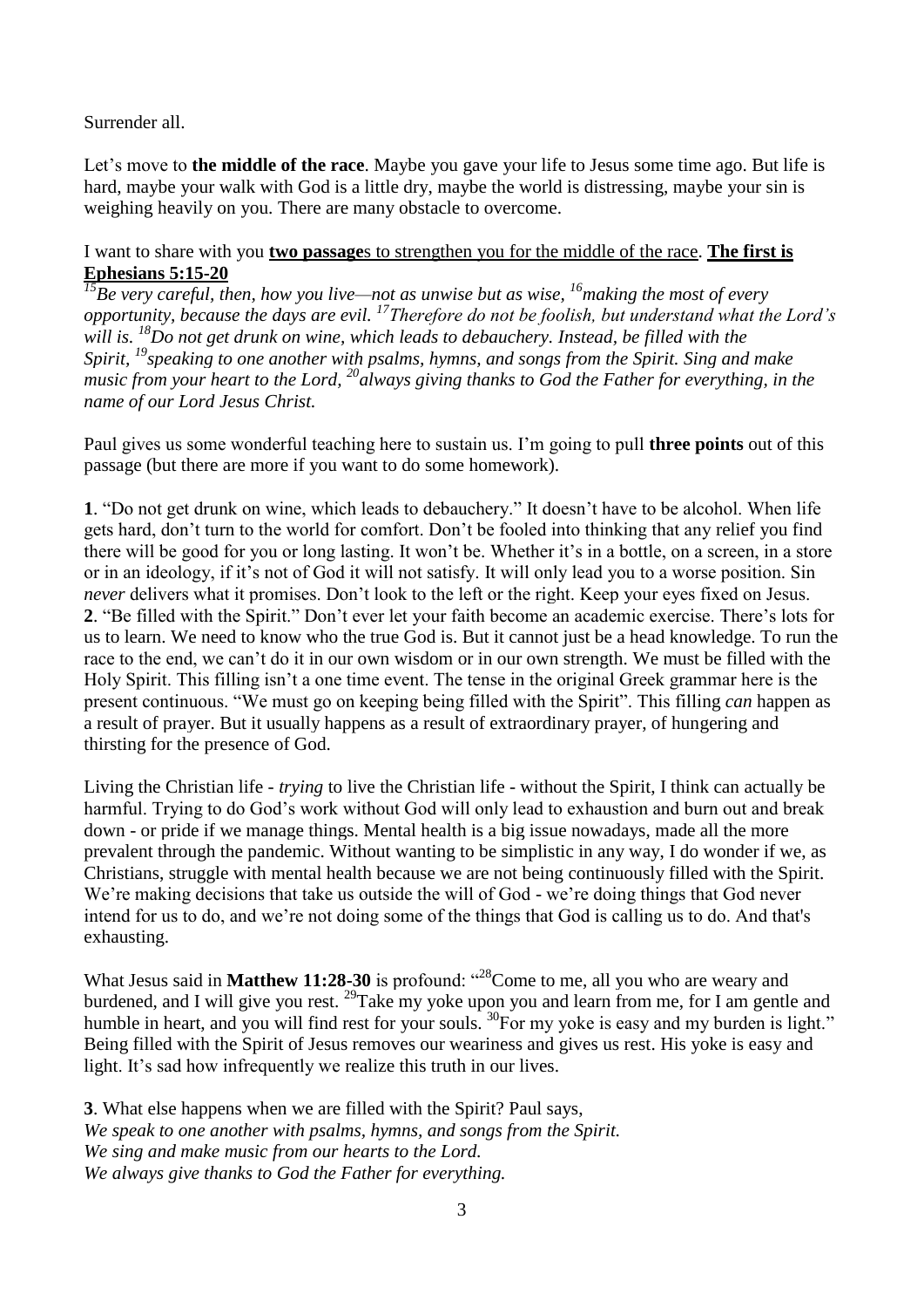Surrender all.

Let's move to **the middle of the race**. Maybe you gave your life to Jesus some time ago. But life is hard, maybe your walk with God is a little dry, maybe the world is distressing, maybe your sin is weighing heavily on you. There are many obstacle to overcome.

I want to share with you **two passage**s to strengthen you for the middle of the race. **The first is Ephesians 5:15-20**

*[15]Be very careful, then, how you live—not as unwise but as wise, [16]making the most of every opportunity, because the days are evil. [17]Therefore do not be foolish, but understand what the Lord's will is. [18]Do not get drunk on wine, which leads to debauchery. Instead, be filled with the Spirit, [19]speaking to one another with psalms, hymns, and songs from the Spirit. Sing and make music from your heart to the Lord, [20]always giving thanks to God the Father for everything, in the name of our Lord Jesus Christ.*

Paul gives us some wonderful teaching here to sustain us. I'm going to pull **three points** out of this passage (but there are more if you want to do some homework).

**1**. "Do not get drunk on wine, which leads to debauchery." It doesn't have to be alcohol. When life gets hard, don't turn to the world for comfort. Don't be fooled into thinking that any relief you find there will be good for you or long lasting. It won't be. Whether it's in a bottle, on a screen, in a store or in an ideology, if it's not of God it will not satisfy. It will only lead you to a worse position. Sin *never* delivers what it promises. Don't look to the left or the right. Keep your eyes fixed on Jesus.

**2**. "Be filled with the Spirit." Don't ever let your faith become an academic exercise. There's lots for us to learn. We need to know who the true God is. But it cannot just be a head knowledge. To run the race to the end, we can't do it in our own wisdom or in our own strength. We must be filled with the Holy Spirit. This filling isn't a one time event. The tense in the original Greek grammar here is the present continuous. "We must go on keeping being filled with the Spirit". This filling *can* happen as a result of prayer. But it usually happens as a result of extraordinary prayer, of hungering and thirsting for the presence of God.

Living the Christian life - *trying* to live the Christian life - without the Spirit, I think can actually be harmful. Trying to do God's work without God will only lead to exhaustion and burn out and break down - or pride if we manage things. Mental health is a big issue nowadays, made all the more prevalent through the pandemic. Without wanting to be simplistic in any way, I do wonder if we, as Christians, struggle with mental health because we are not being continuously filled with the Spirit. We're making decisions that take us outside the will of God - we're doing things that God never intend for us to do, and we're not doing some of the things that God is calling us to do. And that's exhausting.

What Jesus said in **Matthew 11:28-30** is profound: "[28]Come to me, all you who are weary and burdened, and I will give you rest. [29]Take my yoke upon you and learn from me, for I am gentle and humble in heart, and you will find rest for your souls. [30]For my yoke is easy and my burden is light." Being filled with the Spirit of Jesus removes our weariness and gives us rest. His yoke is easy and light. It's sad how infrequently we realize this truth in our lives.

**3**. What else happens when we are filled with the Spirit? Paul says,
*We speak to one another with psalms, hymns, and songs from the Spirit.*
*We sing and make music from our hearts to the Lord.*
*We always give thanks to God the Father for everything.*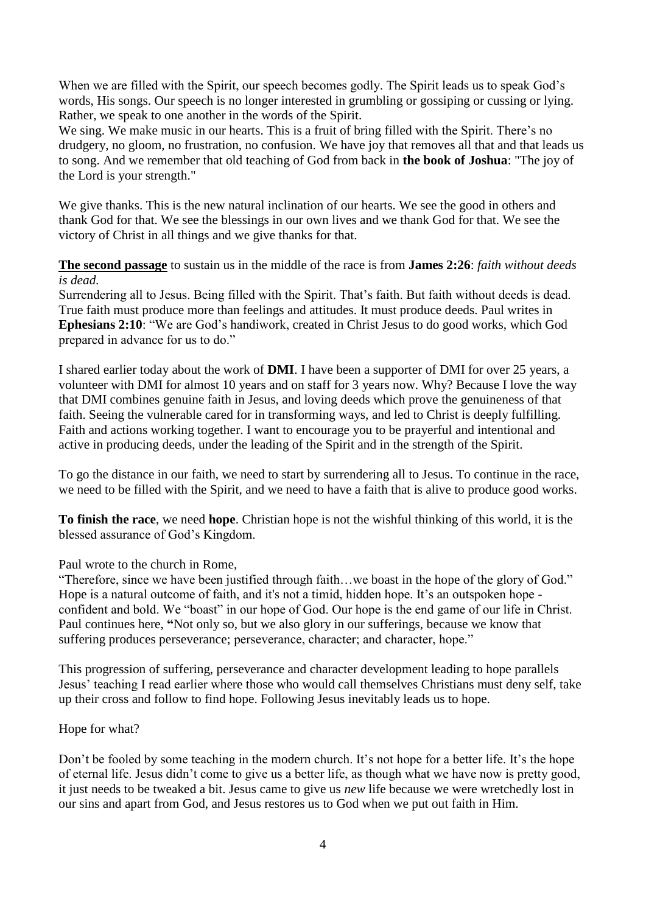When we are filled with the Spirit, our speech becomes godly. The Spirit leads us to speak God's words, His songs. Our speech is no longer interested in grumbling or gossiping or cussing or lying. Rather, we speak to one another in the words of the Spirit.

We sing. We make music in our hearts. This is a fruit of bring filled with the Spirit. There's no drudgery, no gloom, no frustration, no confusion. We have joy that removes all that and that leads us to song. And we remember that old teaching of God from back in **the book of Joshua**: "The joy of the Lord is your strength."

We give thanks. This is the new natural inclination of our hearts. We see the good in others and thank God for that. We see the blessings in our own lives and we thank God for that. We see the victory of Christ in all things and we give thanks for that.

**<u>The second passage</u>** to sustain us in the middle of the race is from **James 2:26**: *faith without deeds is dead.*

Surrendering all to Jesus. Being filled with the Spirit. That's faith. But faith without deeds is dead. True faith must produce more than feelings and attitudes. It must produce deeds. Paul writes in **Ephesians 2:10**: "We are God's handiwork, created in Christ Jesus to do good works, which God prepared in advance for us to do."

I shared earlier today about the work of **DMI**. I have been a supporter of DMI for over 25 years, a volunteer with DMI for almost 10 years and on staff for 3 years now. Why? Because I love the way that DMI combines genuine faith in Jesus, and loving deeds which prove the genuineness of that faith. Seeing the vulnerable cared for in transforming ways, and led to Christ is deeply fulfilling. Faith and actions working together. I want to encourage you to be prayerful and intentional and active in producing deeds, under the leading of the Spirit and in the strength of the Spirit.

To go the distance in our faith, we need to start by surrendering all to Jesus. To continue in the race, we need to be filled with the Spirit, and we need to have a faith that is alive to produce good works.

**To finish the race**, we need **hope**. Christian hope is not the wishful thinking of this world, it is the blessed assurance of God's Kingdom.

Paul wrote to the church in Rome,

"Therefore, since we have been justified through faith…we boast in the hope of the glory of God." Hope is a natural outcome of faith, and it's not a timid, hidden hope. It's an outspoken hope - confident and bold. We "boast" in our hope of God. Our hope is the end game of our life in Christ. Paul continues here, **"**Not only so, but we also glory in our sufferings, because we know that suffering produces perseverance; perseverance, character; and character, hope."

This progression of suffering, perseverance and character development leading to hope parallels Jesus' teaching I read earlier where those who would call themselves Christians must deny self, take up their cross and follow to find hope. Following Jesus inevitably leads us to hope.

Hope for what?

Don't be fooled by some teaching in the modern church. It's not hope for a better life. It's the hope of eternal life. Jesus didn't come to give us a better life, as though what we have now is pretty good, it just needs to be tweaked a bit. Jesus came to give us *new* life because we were wretchedly lost in our sins and apart from God, and Jesus restores us to God when we put out faith in Him.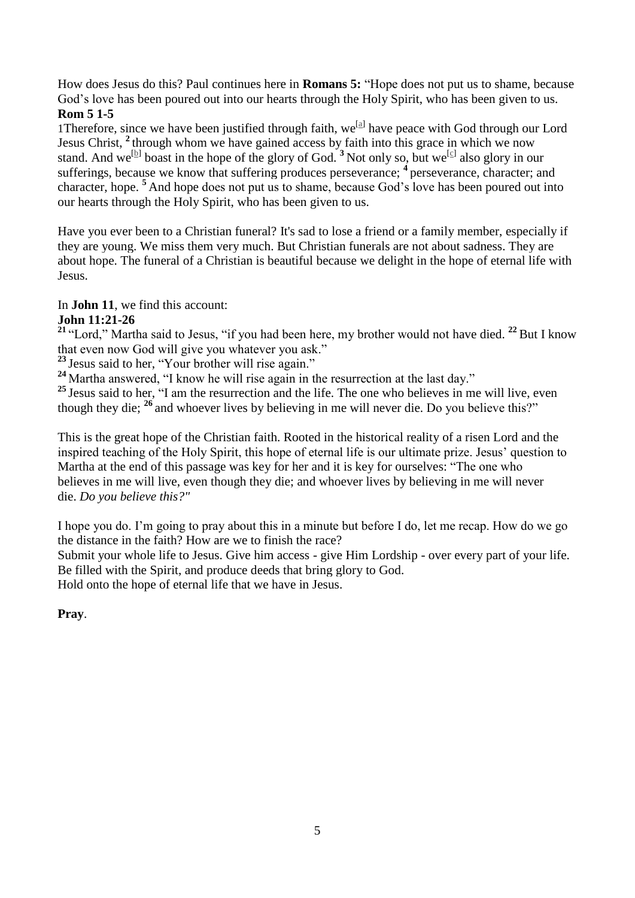How does Jesus do this? Paul continues here in **Romans 5:** "Hope does not put us to shame, because God's love has been poured out into our hearts through the Holy Spirit, who has been given to us.

**Rom 5 1-5**

1Therefore, since we have been justified through faith, we[a] have peace with God through our Lord Jesus Christ, **2** through whom we have gained access by faith into this grace in which we now stand. And we[b] boast in the hope of the glory of God. **3** Not only so, but we[c] also glory in our sufferings, because we know that suffering produces perseverance; **4** perseverance, character; and character, hope. **5** And hope does not put us to shame, because God's love has been poured out into our hearts through the Holy Spirit, who has been given to us.

Have you ever been to a Christian funeral? It's sad to lose a friend or a family member, especially if they are young. We miss them very much. But Christian funerals are not about sadness. They are about hope. The funeral of a Christian is beautiful because we delight in the hope of eternal life with Jesus.

In **John 11**, we find this account:

**John 11:21-26**

**21** "Lord," Martha said to Jesus, "if you had been here, my brother would not have died. **22** But I know that even now God will give you whatever you ask."

**23** Jesus said to her, "Your brother will rise again."

**24** Martha answered, "I know he will rise again in the resurrection at the last day."

**25** Jesus said to her, "I am the resurrection and the life. The one who believes in me will live, even though they die; **26** and whoever lives by believing in me will never die. Do you believe this?"

This is the great hope of the Christian faith. Rooted in the historical reality of a risen Lord and the inspired teaching of the Holy Spirit, this hope of eternal life is our ultimate prize. Jesus' question to Martha at the end of this passage was key for her and it is key for ourselves: "The one who believes in me will live, even though they die; and whoever lives by believing in me will never die. *Do you believe this?"*

I hope you do. I'm going to pray about this in a minute but before I do, let me recap. How do we go the distance in the faith? How are we to finish the race?

Submit your whole life to Jesus. Give him access - give Him Lordship - over every part of your life.

Be filled with the Spirit, and produce deeds that bring glory to God.

Hold onto the hope of eternal life that we have in Jesus.

**Pray**.